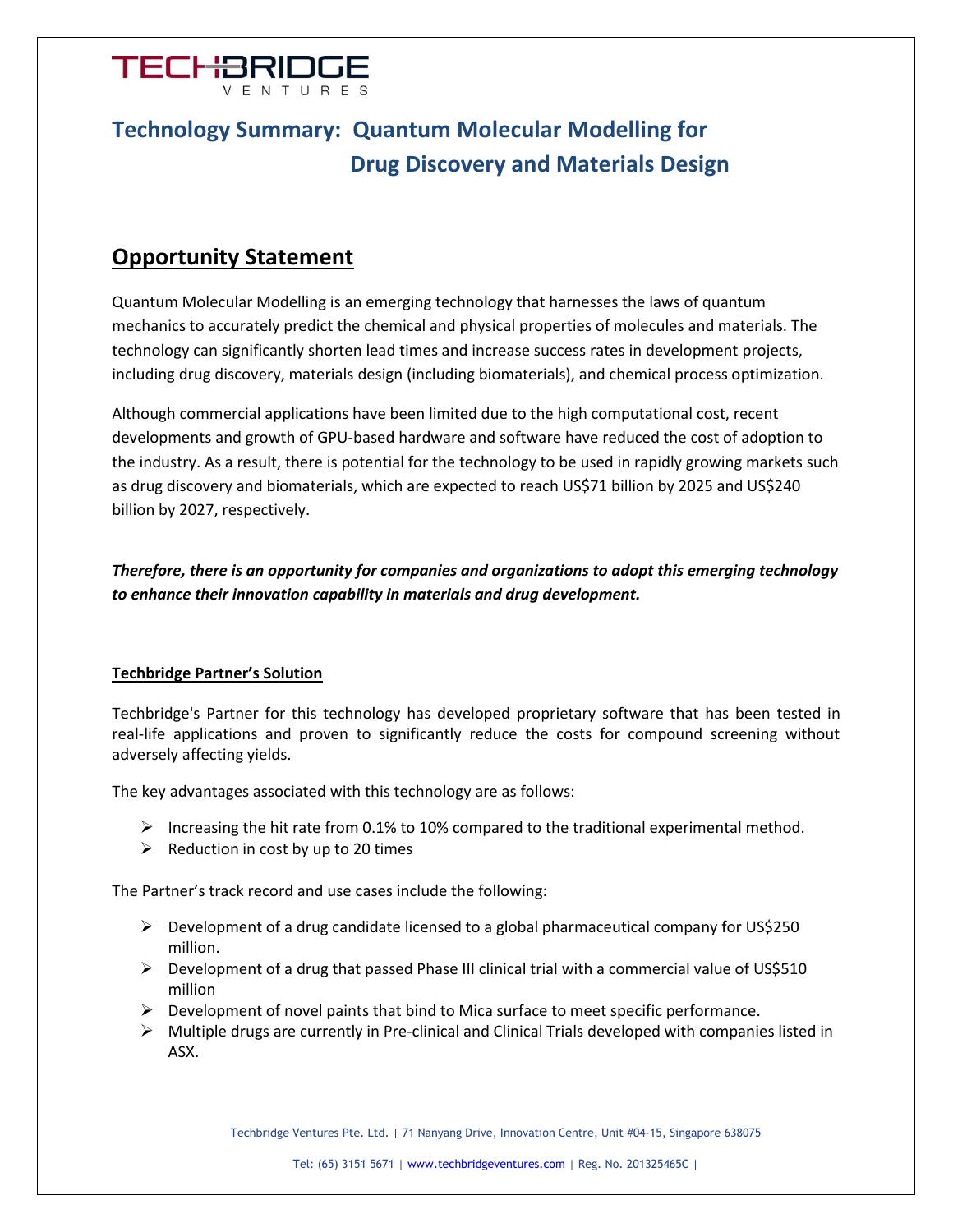TECHBRIDGE VENTURES

# Technology Summary: Quantum Molecular Modelling for Drug Discovery and Materials Design

## Opportunity Statement

Quantum Molecular Modelling is an emerging technology that harnesses the laws of quantum mechanics to accurately predict the chemical and physical properties of molecules and materials. The technology can significantly shorten lead times and increase success rates in development projects, including drug discovery, materials design (including biomaterials), and chemical process optimization.

Although commercial applications have been limited due to the high computational cost, recent developments and growth of GPU-based hardware and software have reduced the cost of adoption to the industry. As a result, there is potential for the technology to be used in rapidly growing markets such as drug discovery and biomaterials, which are expected to reach US$71 billion by 2025 and US$240 billion by 2027, respectively.

***Therefore, there is an opportunity for companies and organizations to adopt this emerging technology to enhance their innovation capability in materials and drug development.***

### Techbridge Partner's Solution

Techbridge's Partner for this technology has developed proprietary software that has been tested in real-life applications and proven to significantly reduce the costs for compound screening without adversely affecting yields.

The key advantages associated with this technology are as follows:

- Increasing the hit rate from 0.1% to 10% compared to the traditional experimental method.
- Reduction in cost by up to 20 times

The Partner's track record and use cases include the following:

- Development of a drug candidate licensed to a global pharmaceutical company for US$250 million.
- Development of a drug that passed Phase III clinical trial with a commercial value of US$510 million
- Development of novel paints that bind to Mica surface to meet specific performance.
- Multiple drugs are currently in Pre-clinical and Clinical Trials developed with companies listed in ASX.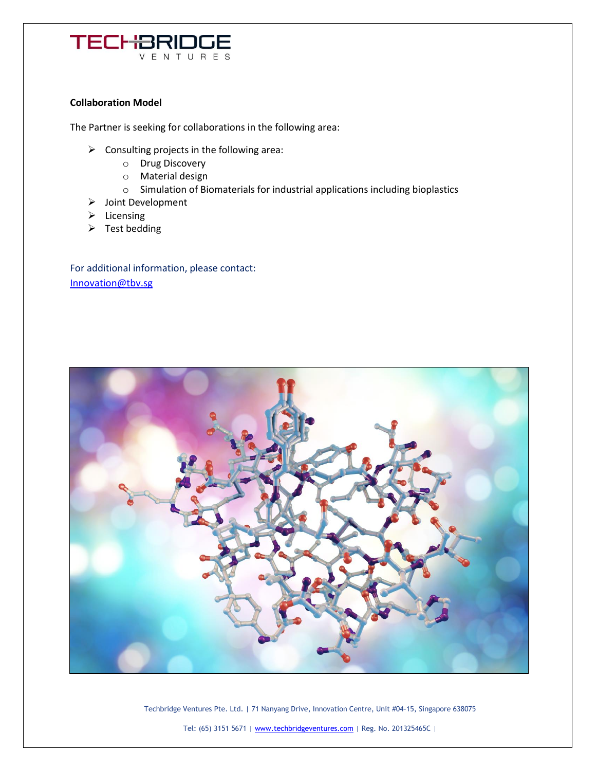**Collaboration Model**

The Partner is seeking for collaborations in the following area:

- Consulting projects in the following area:
  - Drug Discovery
  - Material design
  - Simulation of Biomaterials for industrial applications including bioplastics
- Joint Development
- Licensing
- Test bedding

For additional information, please contact:
Innovation@tbv.sg